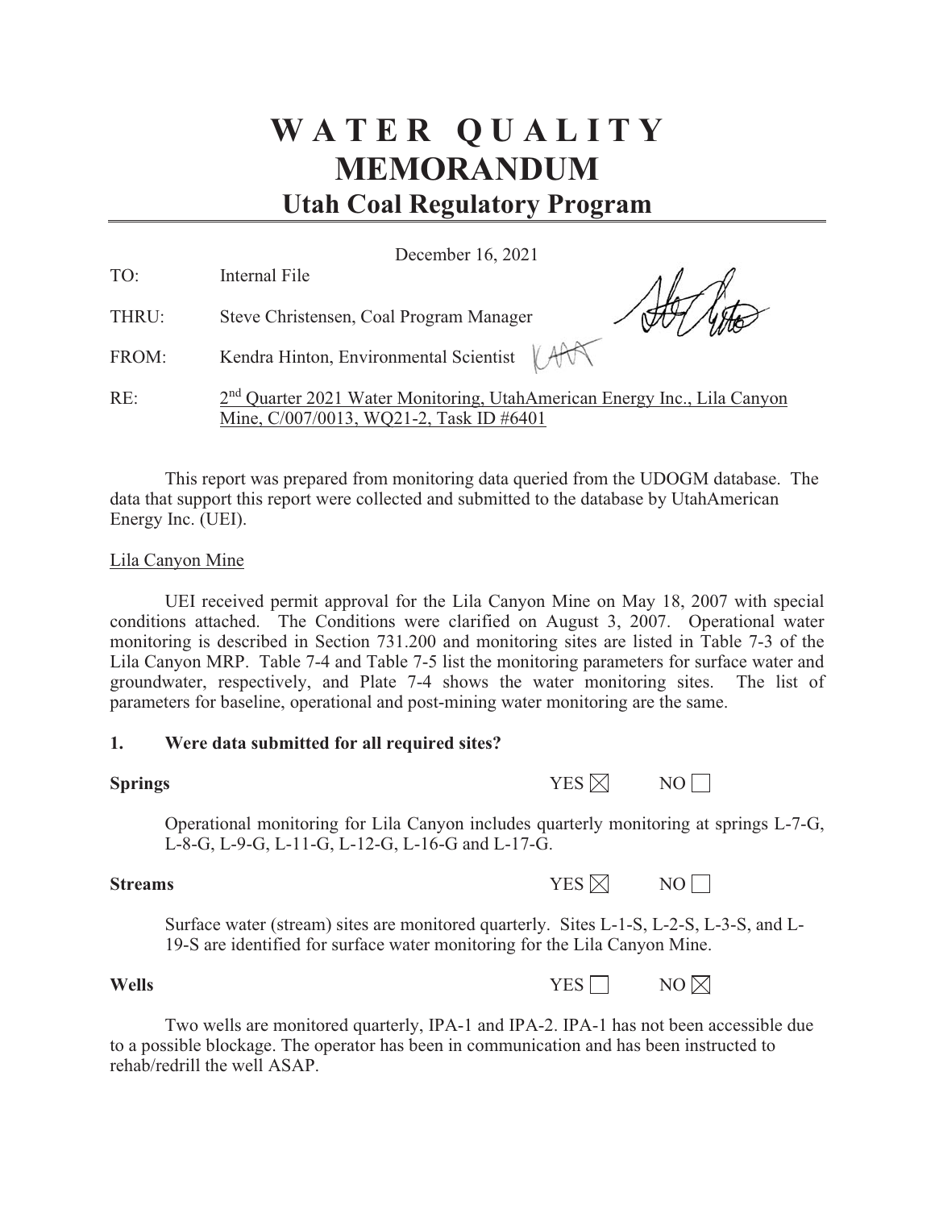# WATER QUALITY MEMORANDUM

## Utah Coal Regulatory Program

December 16, 2021

TO: Internal File

THRU: Steve Christensen, Coal Program Manager

FROM: Kendra Hinton, Environmental Scientist

RE: 2nd Quarter 2021 Water Monitoring, UtahAmerican Energy Inc., Lila Canyon Mine, C/007/0013, WQ21-2, Task ID #6401

This report was prepared from monitoring data queried from the UDOGM database. The data that support this report were collected and submitted to the database by UtahAmerican Energy Inc. (UEI).

Lila Canyon Mine

UEI received permit approval for the Lila Canyon Mine on May 18, 2007 with special conditions attached. The Conditions were clarified on August 3, 2007. Operational water monitoring is described in Section 731.200 and monitoring sites are listed in Table 7-3 of the Lila Canyon MRP. Table 7-4 and Table 7-5 list the monitoring parameters for surface water and groundwater, respectively, and Plate 7-4 shows the water monitoring sites. The list of parameters for baseline, operational and post-mining water monitoring are the same.

### 1. Were data submitted for all required sites?

**Springs** YES ☒ NO ☐

Operational monitoring for Lila Canyon includes quarterly monitoring at springs L-7-G, L-8-G, L-9-G, L-11-G, L-12-G, L-16-G and L-17-G.

**Streams** YES ☒ NO ☐

Surface water (stream) sites are monitored quarterly. Sites L-1-S, L-2-S, L-3-S, and L-19-S are identified for surface water monitoring for the Lila Canyon Mine.

**Wells** YES ☐ NO ☒

Two wells are monitored quarterly, IPA-1 and IPA-2. IPA-1 has not been accessible due to a possible blockage. The operator has been in communication and has been instructed to rehab/redrill the well ASAP.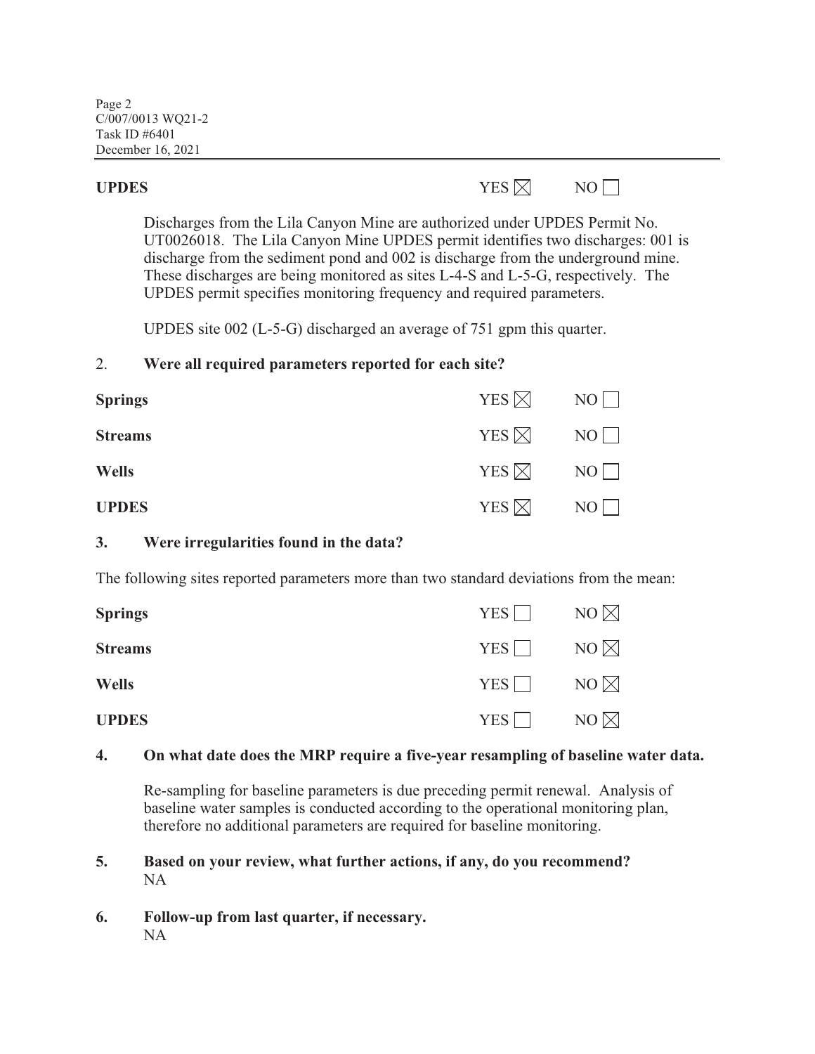**UPDES** YES ☒ NO ☐

Discharges from the Lila Canyon Mine are authorized under UPDES Permit No. UT0026018. The Lila Canyon Mine UPDES permit identifies two discharges: 001 is discharge from the sediment pond and 002 is discharge from the underground mine. These discharges are being monitored as sites L-4-S and L-5-G, respectively. The UPDES permit specifies monitoring frequency and required parameters.

UPDES site 002 (L-5-G) discharged an average of 751 gpm this quarter.

2. **Were all required parameters reported for each site?**

| | | |
|---|---|---|
| **Springs** | YES ☒ | NO ☐ |
| **Streams** | YES ☒ | NO ☐ |
| **Wells** | YES ☒ | NO ☐ |
| **UPDES** | YES ☒ | NO ☐ |

**3. Were irregularities found in the data?**

The following sites reported parameters more than two standard deviations from the mean:

| | | |
|---|---|---|
| **Springs** | YES ☐ | NO ☒ |
| **Streams** | YES ☐ | NO ☒ |
| **Wells** | YES ☐ | NO ☒ |
| **UPDES** | YES ☐ | NO ☒ |

**4. On what date does the MRP require a five-year resampling of baseline water data.**

Re-sampling for baseline parameters is due preceding permit renewal. Analysis of baseline water samples is conducted according to the operational monitoring plan, therefore no additional parameters are required for baseline monitoring.

**5. Based on your review, what further actions, if any, do you recommend?**
NA

**6. Follow-up from last quarter, if necessary.**
NA